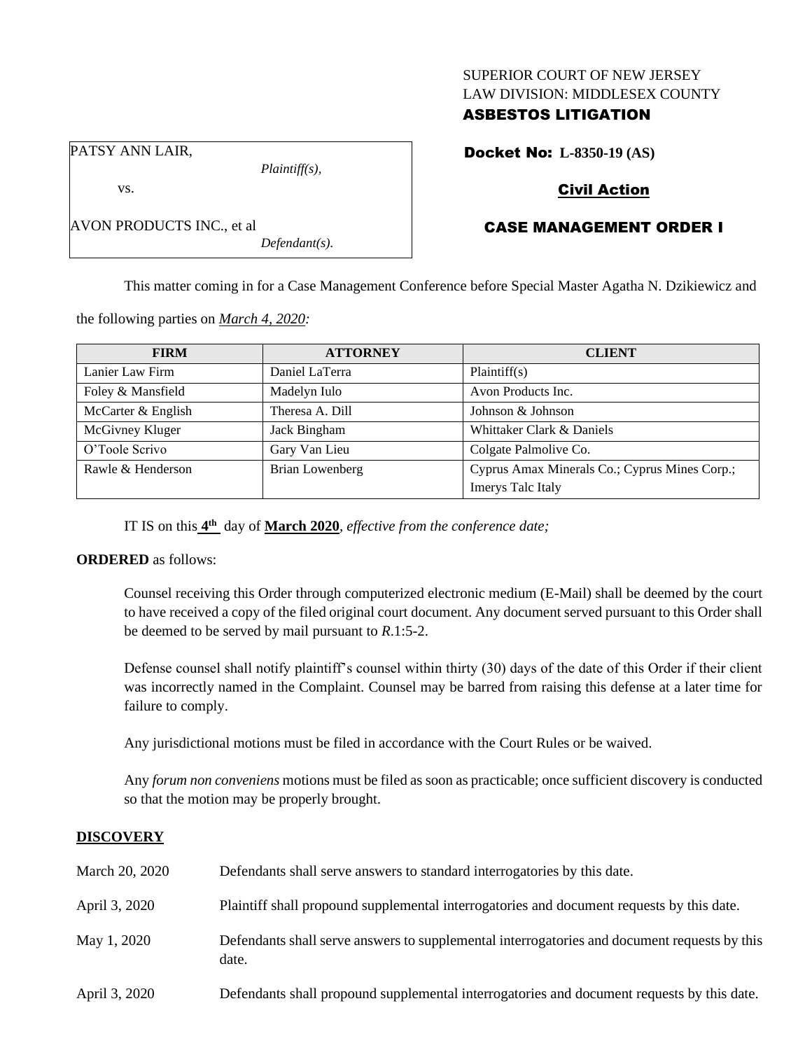SUPERIOR COURT OF NEW JERSEY
LAW DIVISION: MIDDLESEX COUNTY
**ASBESTOS LITIGATION**

PATSY ANN LAIR,
*Plaintiff(s),*

vs.

AVON PRODUCTS INC., et al
*Defendant(s).*

**Docket No: L-8350-19 (AS)**

**Civil Action**

**CASE MANAGEMENT ORDER I**

This matter coming in for a Case Management Conference before Special Master Agatha N. Dzikiewicz and the following parties on *March 4, 2020:*

| FIRM | ATTORNEY | CLIENT |
|---|---|---|
| Lanier Law Firm | Daniel LaTerra | Plaintiff(s) |
| Foley & Mansfield | Madelyn Iulo | Avon Products Inc. |
| McCarter & English | Theresa A. Dill | Johnson & Johnson |
| McGivney Kluger | Jack Bingham | Whittaker Clark & Daniels |
| O'Toole Scrivo | Gary Van Lieu | Colgate Palmolive Co. |
| Rawle & Henderson | Brian Lowenberg | Cyprus Amax Minerals Co.; Cyprus Mines Corp.; Imerys Talc Italy |

IT IS on this **4th** day of **March 2020**, *effective from the conference date;*

**ORDERED** as follows:

Counsel receiving this Order through computerized electronic medium (E-Mail) shall be deemed by the court to have received a copy of the filed original court document. Any document served pursuant to this Order shall be deemed to be served by mail pursuant to *R*.1:5-2.

Defense counsel shall notify plaintiff's counsel within thirty (30) days of the date of this Order if their client was incorrectly named in the Complaint. Counsel may be barred from raising this defense at a later time for failure to comply.

Any jurisdictional motions must be filed in accordance with the Court Rules or be waived.

Any *forum non conveniens* motions must be filed as soon as practicable; once sufficient discovery is conducted so that the motion may be properly brought.

**DISCOVERY**

| | |
|---|---|
| March 20, 2020 | Defendants shall serve answers to standard interrogatories by this date. |
| April 3, 2020 | Plaintiff shall propound supplemental interrogatories and document requests by this date. |
| May 1, 2020 | Defendants shall serve answers to supplemental interrogatories and document requests by this date. |
| April 3, 2020 | Defendants shall propound supplemental interrogatories and document requests by this date. |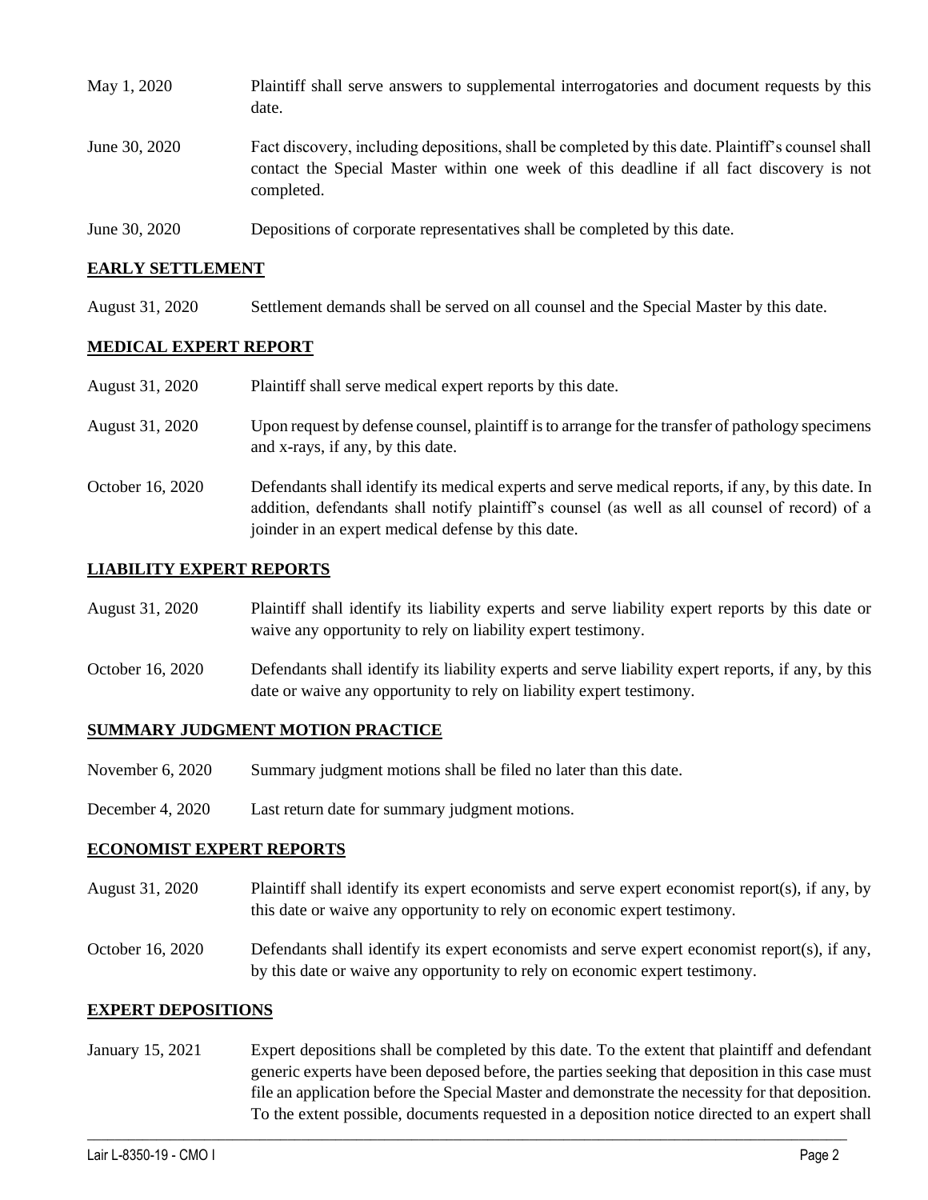| | |
|---|---|
| May 1, 2020 | Plaintiff shall serve answers to supplemental interrogatories and document requests by this date. |
| June 30, 2020 | Fact discovery, including depositions, shall be completed by this date. Plaintiff's counsel shall contact the Special Master within one week of this deadline if all fact discovery is not completed. |
| June 30, 2020 | Depositions of corporate representatives shall be completed by this date. |

## EARLY SETTLEMENT

| | |
|---|---|
| August 31, 2020 | Settlement demands shall be served on all counsel and the Special Master by this date. |

## MEDICAL EXPERT REPORT

| | |
|---|---|
| August 31, 2020 | Plaintiff shall serve medical expert reports by this date. |
| August 31, 2020 | Upon request by defense counsel, plaintiff is to arrange for the transfer of pathology specimens and x-rays, if any, by this date. |
| October 16, 2020 | Defendants shall identify its medical experts and serve medical reports, if any, by this date. In addition, defendants shall notify plaintiff's counsel (as well as all counsel of record) of a joinder in an expert medical defense by this date. |

## LIABILITY EXPERT REPORTS

| | |
|---|---|
| August 31, 2020 | Plaintiff shall identify its liability experts and serve liability expert reports by this date or waive any opportunity to rely on liability expert testimony. |
| October 16, 2020 | Defendants shall identify its liability experts and serve liability expert reports, if any, by this date or waive any opportunity to rely on liability expert testimony. |

## SUMMARY JUDGMENT MOTION PRACTICE

| | |
|---|---|
| November 6, 2020 | Summary judgment motions shall be filed no later than this date. |
| December 4, 2020 | Last return date for summary judgment motions. |

## ECONOMIST EXPERT REPORTS

| | |
|---|---|
| August 31, 2020 | Plaintiff shall identify its expert economists and serve expert economist report(s), if any, by this date or waive any opportunity to rely on economic expert testimony. |
| October 16, 2020 | Defendants shall identify its expert economists and serve expert economist report(s), if any, by this date or waive any opportunity to rely on economic expert testimony. |

## EXPERT DEPOSITIONS

| | |
|---|---|
| January 15, 2021 | Expert depositions shall be completed by this date. To the extent that plaintiff and defendant generic experts have been deposed before, the parties seeking that deposition in this case must file an application before the Special Master and demonstrate the necessity for that deposition. To the extent possible, documents requested in a deposition notice directed to an expert shall |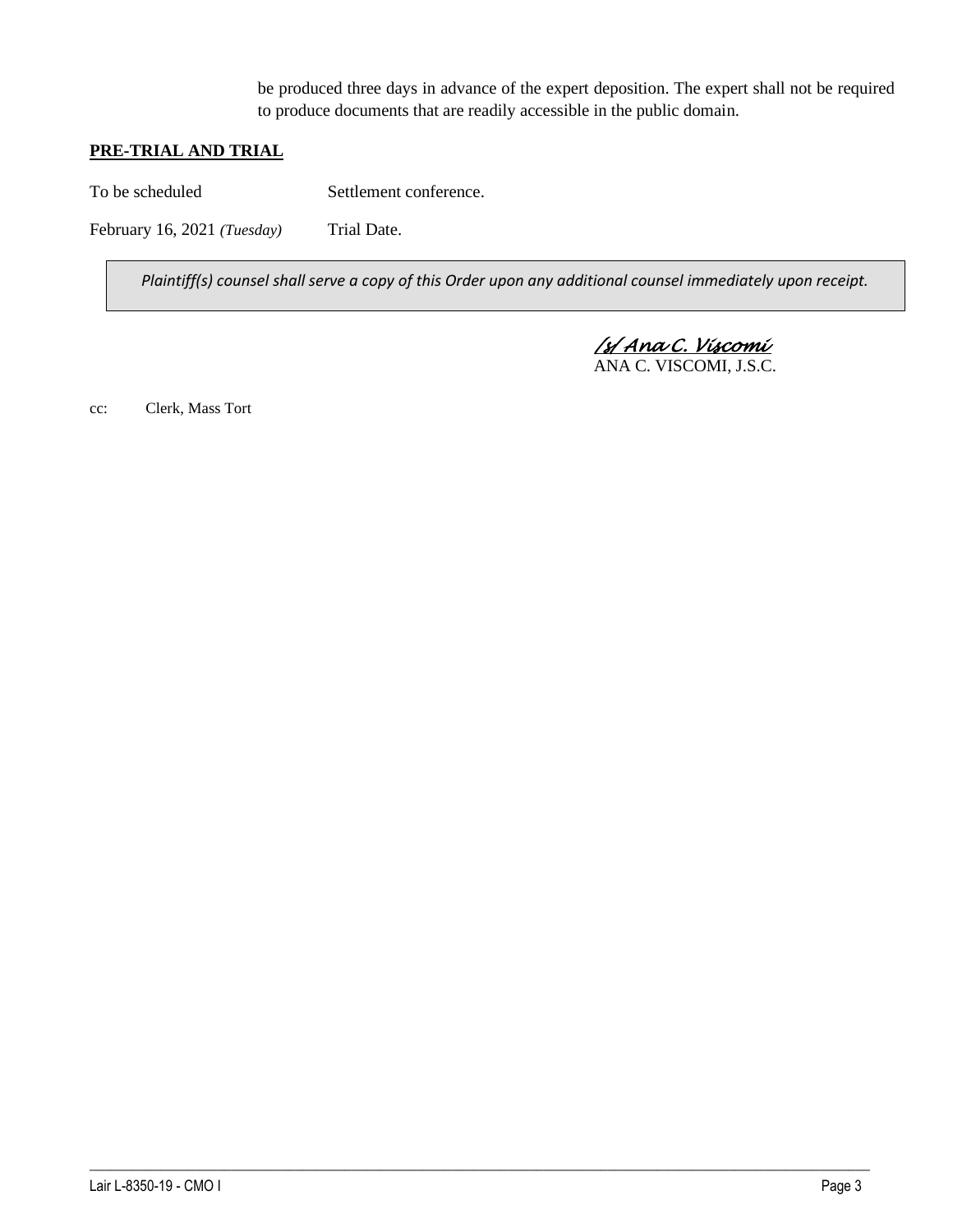be produced three days in advance of the expert deposition. The expert shall not be required to produce documents that are readily accessible in the public domain.

**PRE-TRIAL AND TRIAL**

| | |
|---|---|
| To be scheduled | Settlement conference. |
| February 16, 2021 *(Tuesday)* | Trial Date. |

*Plaintiff(s) counsel shall serve a copy of this Order upon any additional counsel immediately upon receipt.*

*/s/ Ana C. Viscomi*
ANA C. VISCOMI, J.S.C.

cc: Clerk, Mass Tort